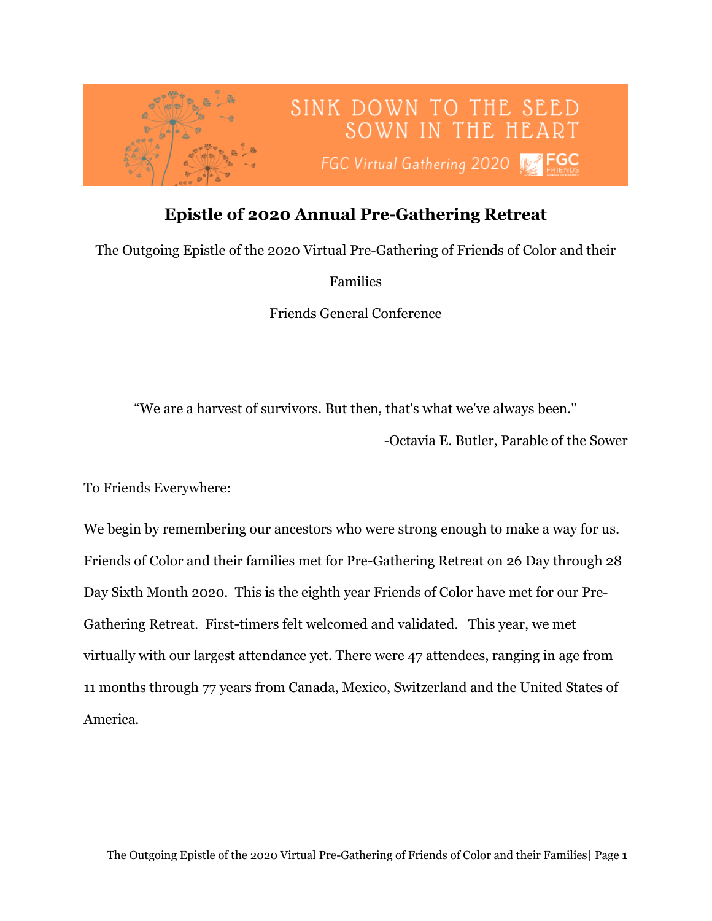SINK DOWN TO THE SEED SOWN IN THE HEART

FGC Virtual Gathering 2020

# Epistle of 2020 Annual Pre-Gathering Retreat

The Outgoing Epistle of the 2020 Virtual Pre-Gathering of Friends of Color and their Families

Friends General Conference

"We are a harvest of survivors. But then, that's what we've always been."

-Octavia E. Butler, Parable of the Sower

To Friends Everywhere:

We begin by remembering our ancestors who were strong enough to make a way for us. Friends of Color and their families met for Pre-Gathering Retreat on 26 Day through 28 Day Sixth Month 2020. This is the eighth year Friends of Color have met for our Pre-Gathering Retreat. First-timers felt welcomed and validated. This year, we met virtually with our largest attendance yet. There were 47 attendees, ranging in age from 11 months through 77 years from Canada, Mexico, Switzerland and the United States of America.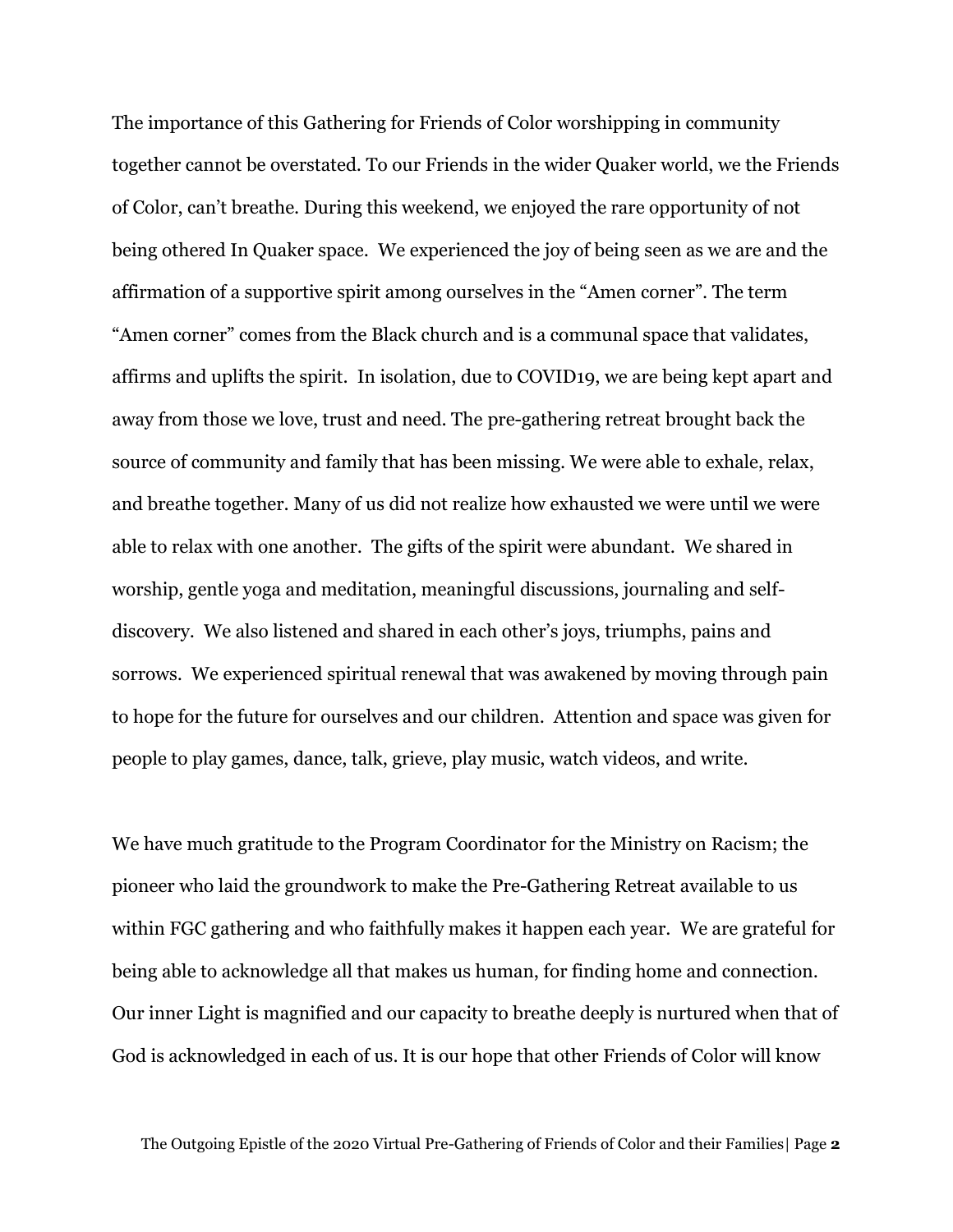The importance of this Gathering for Friends of Color worshipping in community together cannot be overstated. To our Friends in the wider Quaker world, we the Friends of Color, can't breathe. During this weekend, we enjoyed the rare opportunity of not being othered In Quaker space. We experienced the joy of being seen as we are and the affirmation of a supportive spirit among ourselves in the "Amen corner". The term "Amen corner" comes from the Black church and is a communal space that validates, affirms and uplifts the spirit. In isolation, due to COVID19, we are being kept apart and away from those we love, trust and need. The pre-gathering retreat brought back the source of community and family that has been missing. We were able to exhale, relax, and breathe together. Many of us did not realize how exhausted we were until we were able to relax with one another. The gifts of the spirit were abundant. We shared in worship, gentle yoga and meditation, meaningful discussions, journaling and self-discovery. We also listened and shared in each other's joys, triumphs, pains and sorrows. We experienced spiritual renewal that was awakened by moving through pain to hope for the future for ourselves and our children. Attention and space was given for people to play games, dance, talk, grieve, play music, watch videos, and write.

We have much gratitude to the Program Coordinator for the Ministry on Racism; the pioneer who laid the groundwork to make the Pre-Gathering Retreat available to us within FGC gathering and who faithfully makes it happen each year. We are grateful for being able to acknowledge all that makes us human, for finding home and connection. Our inner Light is magnified and our capacity to breathe deeply is nurtured when that of God is acknowledged in each of us. It is our hope that other Friends of Color will know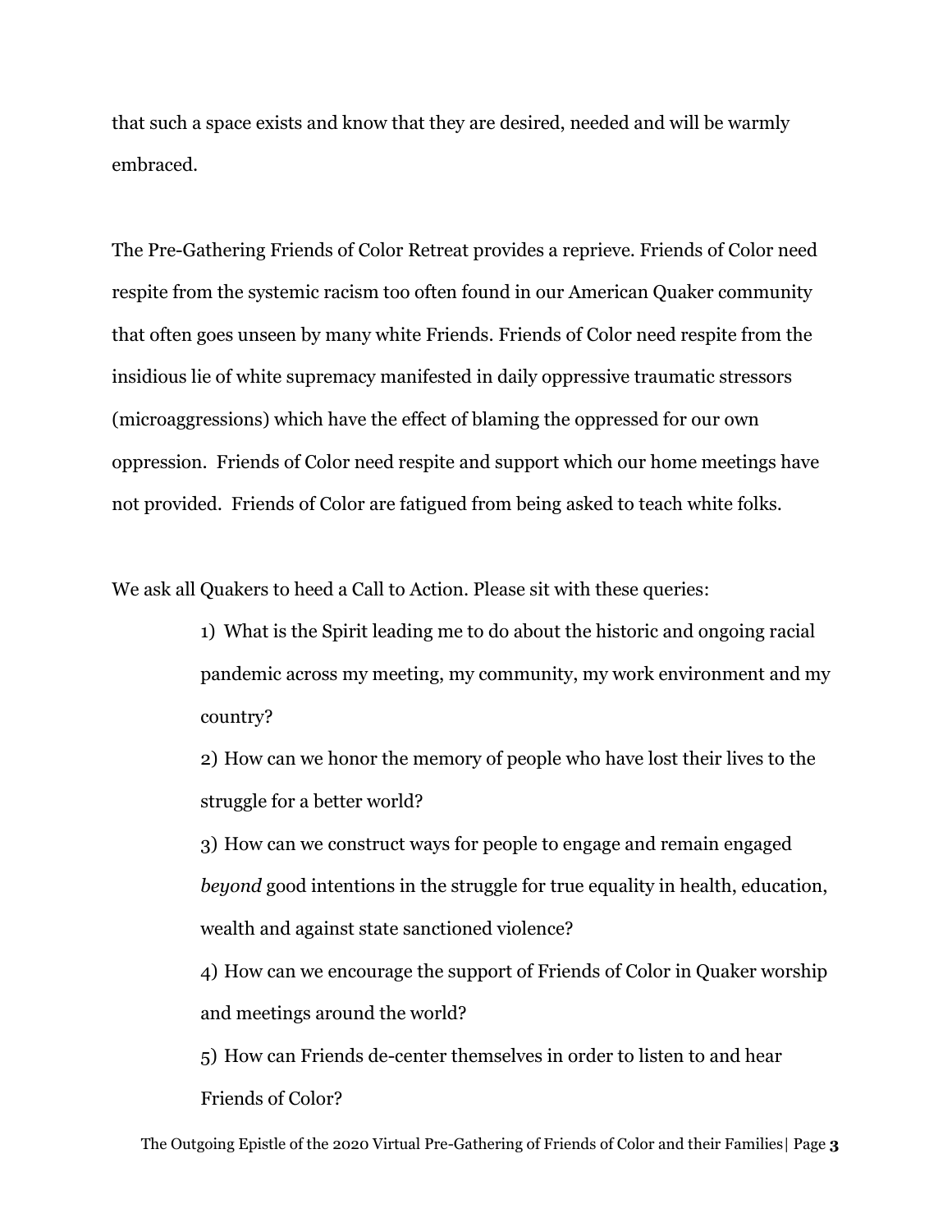that such a space exists and know that they are desired, needed and will be warmly embraced.

The Pre-Gathering Friends of Color Retreat provides a reprieve. Friends of Color need respite from the systemic racism too often found in our American Quaker community that often goes unseen by many white Friends. Friends of Color need respite from the insidious lie of white supremacy manifested in daily oppressive traumatic stressors (microaggressions) which have the effect of blaming the oppressed for our own oppression. Friends of Color need respite and support which our home meetings have not provided. Friends of Color are fatigued from being asked to teach white folks.

We ask all Quakers to heed a Call to Action. Please sit with these queries:

1) What is the Spirit leading me to do about the historic and ongoing racial pandemic across my meeting, my community, my work environment and my country?
2) How can we honor the memory of people who have lost their lives to the struggle for a better world?
3) How can we construct ways for people to engage and remain engaged *beyond* good intentions in the struggle for true equality in health, education, wealth and against state sanctioned violence?
4) How can we encourage the support of Friends of Color in Quaker worship and meetings around the world?
5) How can Friends de-center themselves in order to listen to and hear Friends of Color?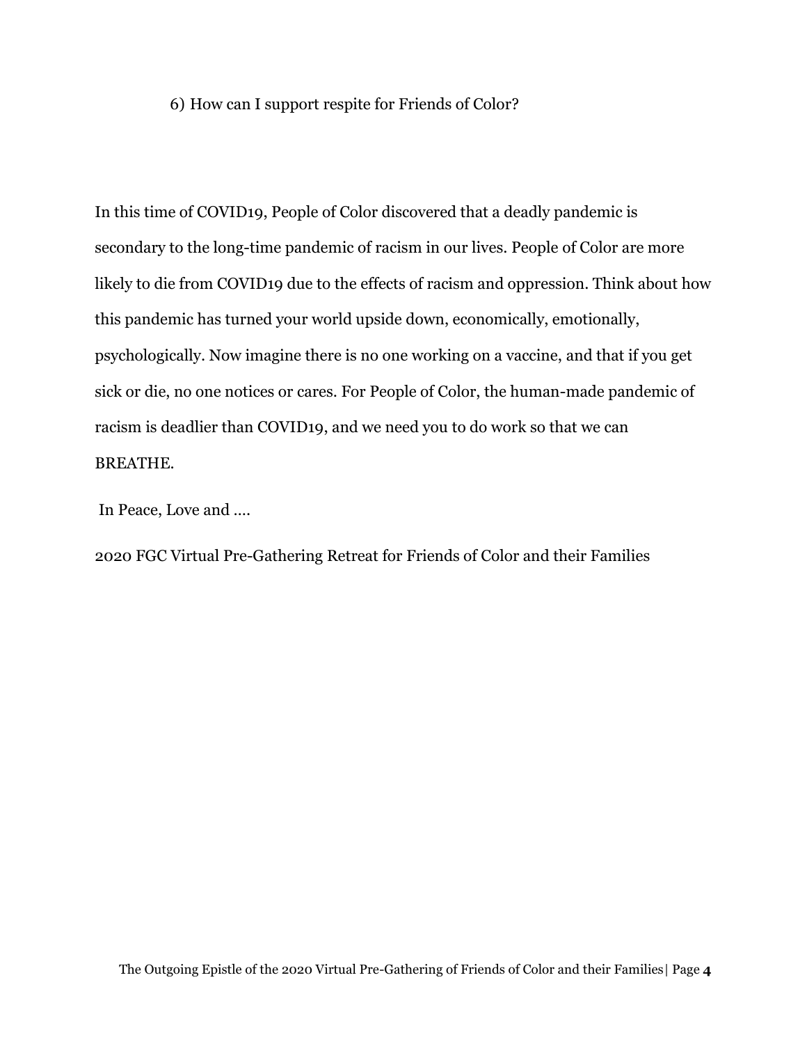6) How can I support respite for Friends of Color?

In this time of COVID19, People of Color discovered that a deadly pandemic is secondary to the long-time pandemic of racism in our lives. People of Color are more likely to die from COVID19 due to the effects of racism and oppression. Think about how this pandemic has turned your world upside down, economically, emotionally, psychologically. Now imagine there is no one working on a vaccine, and that if you get sick or die, no one notices or cares. For People of Color, the human-made pandemic of racism is deadlier than COVID19, and we need you to do work so that we can BREATHE.

In Peace, Love and ….

2020 FGC Virtual Pre-Gathering Retreat for Friends of Color and their Families